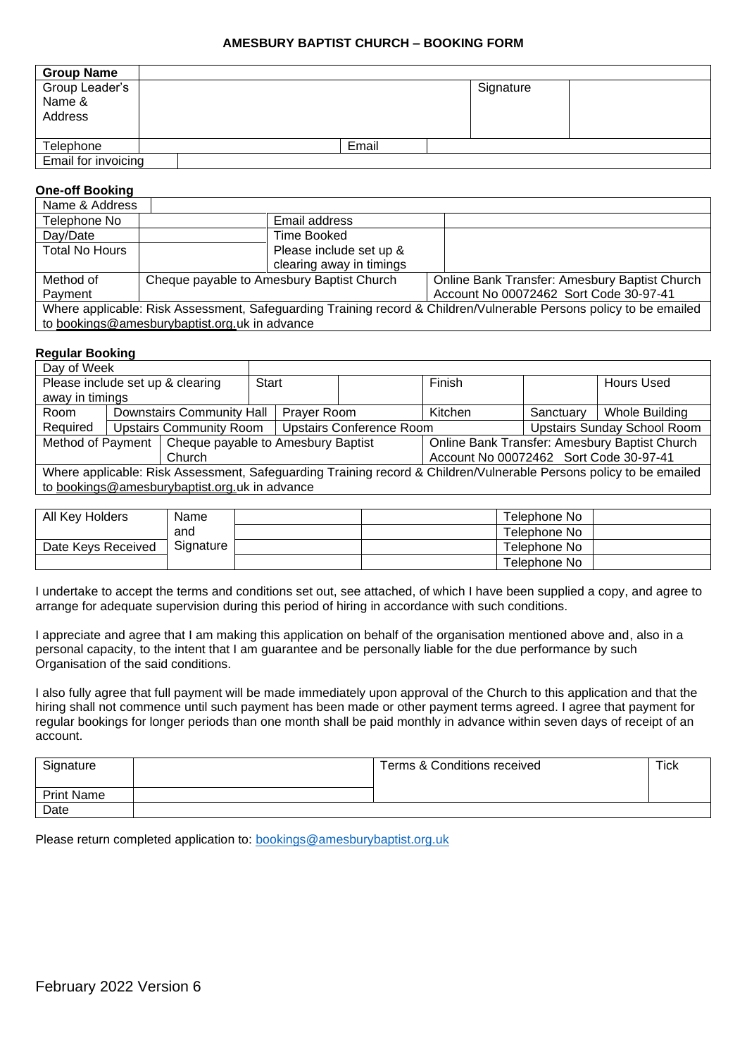# AMESBURY BAPTIST CHURCH – BOOKING FORM

| **Group Name** | | | | |
|---|---|---|---|---|
| Group Leader's Name & Address | | | Signature | |
| Telephone | | Email | | |
| Email for invoicing | | | | |

**One-off Booking**

| Name & Address | | | |
|---|---|---|---|
| Telephone No | | Email address | |
| Day/Date | | Time Booked | |
| Total No Hours | | Please include set up & clearing away in timings | |
| Method of Payment | Cheque payable to Amesbury Baptist Church | | Online Bank Transfer: Amesbury Baptist Church Account No 00072462 Sort Code 30-97-41 |
| Where applicable: Risk Assessment, Safeguarding Training record & Children/Vulnerable Persons policy to be emailed to bookings@amesburybaptist.org.uk in advance | | | |

**Regular Booking**

| Day of Week | | | | | |
|---|---|---|---|---|---|
| Please include set up & clearing away in timings | Start | | Finish | | Hours Used |
| Room Required | Downstairs Community Hall | Prayer Room | Kitchen | Sanctuary | Whole Building |
| | Upstairs Community Room | Upstairs Conference Room | | Upstairs Sunday School Room | |
| Method of Payment | Cheque payable to Amesbury Baptist Church | | Online Bank Transfer: Amesbury Baptist Church Account No 00072462 Sort Code 30-97-41 | | |
| Where applicable: Risk Assessment, Safeguarding Training record & Children/Vulnerable Persons policy to be emailed to bookings@amesburybaptist.org.uk in advance | | | | | |

| All Key Holders | Name and Signature | | | Telephone No | |
|---|---|---|---|---|---|
| | | | | Telephone No | |
| Date Keys Received | | | | Telephone No | |
| | | | | Telephone No | |

I undertake to accept the terms and conditions set out, see attached, of which I have been supplied a copy, and agree to arrange for adequate supervision during this period of hiring in accordance with such conditions.

I appreciate and agree that I am making this application on behalf of the organisation mentioned above and, also in a personal capacity, to the intent that I am guarantee and be personally liable for the due performance by such Organisation of the said conditions.

I also fully agree that full payment will be made immediately upon approval of the Church to this application and that the hiring shall not commence until such payment has been made or other payment terms agreed. I agree that payment for regular bookings for longer periods than one month shall be paid monthly in advance within seven days of receipt of an account.

| Signature | | Terms & Conditions received | Tick |
|---|---|---|---|
| Print Name | | | |
| Date | | | |

Please return completed application to: bookings@amesburybaptist.org.uk

February 2022 Version 6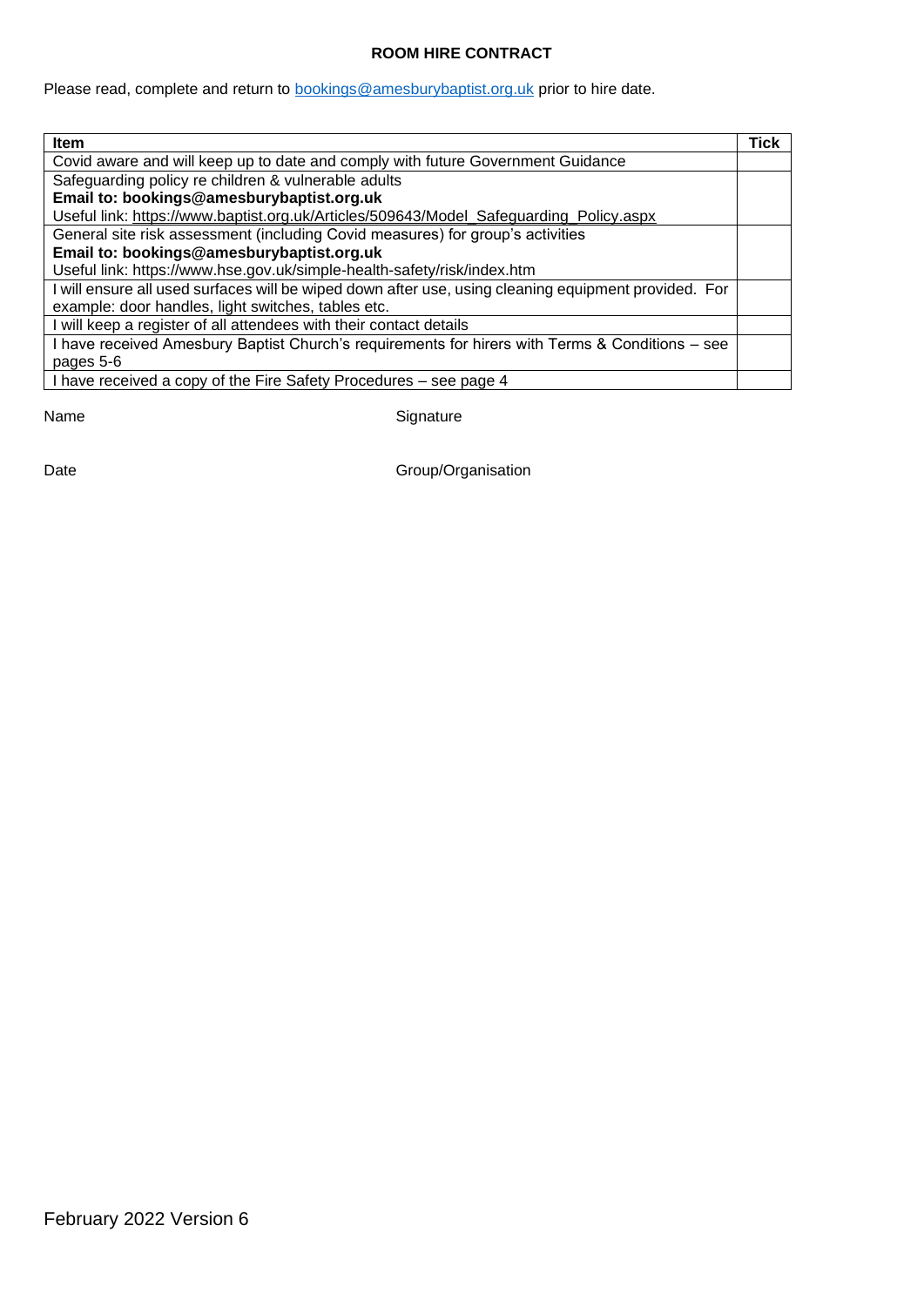**ROOM HIRE CONTRACT**

Please read, complete and return to bookings@amesburybaptist.org.uk prior to hire date.

| Item | Tick |
|---|---|
| Covid aware and will keep up to date and comply with future Government Guidance | |
| Safeguarding policy re children & vulnerable adults<br>**Email to: bookings@amesburybaptist.org.uk**<br>Useful link: https://www.baptist.org.uk/Articles/509643/Model_Safeguarding_Policy.aspx | |
| General site risk assessment (including Covid measures) for group's activities<br>**Email to: bookings@amesburybaptist.org.uk**<br>Useful link: https://www.hse.gov.uk/simple-health-safety/risk/index.htm | |
| I will ensure all used surfaces will be wiped down after use, using cleaning equipment provided. For example: door handles, light switches, tables etc. | |
| I will keep a register of all attendees with their contact details | |
| I have received Amesbury Baptist Church's requirements for hirers with Terms & Conditions – see pages 5-6 | |
| I have received a copy of the Fire Safety Procedures – see page 4 | |

Name

Signature

Date

Group/Organisation

February 2022 Version 6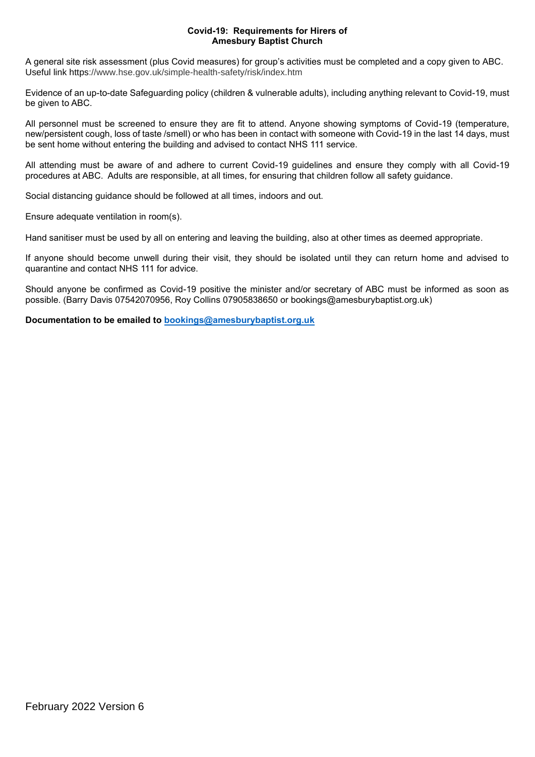**Covid-19: Requirements for Hirers of Amesbury Baptist Church**

A general site risk assessment (plus Covid measures) for group's activities must be completed and a copy given to ABC. Useful link https://www.hse.gov.uk/simple-health-safety/risk/index.htm

Evidence of an up-to-date Safeguarding policy (children & vulnerable adults), including anything relevant to Covid-19, must be given to ABC.

All personnel must be screened to ensure they are fit to attend. Anyone showing symptoms of Covid-19 (temperature, new/persistent cough, loss of taste /smell) or who has been in contact with someone with Covid-19 in the last 14 days, must be sent home without entering the building and advised to contact NHS 111 service.

All attending must be aware of and adhere to current Covid-19 guidelines and ensure they comply with all Covid-19 procedures at ABC. Adults are responsible, at all times, for ensuring that children follow all safety guidance.

Social distancing guidance should be followed at all times, indoors and out.

Ensure adequate ventilation in room(s).

Hand sanitiser must be used by all on entering and leaving the building, also at other times as deemed appropriate.

If anyone should become unwell during their visit, they should be isolated until they can return home and advised to quarantine and contact NHS 111 for advice.

Should anyone be confirmed as Covid-19 positive the minister and/or secretary of ABC must be informed as soon as possible. (Barry Davis 07542070956, Roy Collins 07905838650 or bookings@amesburybaptist.org.uk)

**Documentation to be emailed to bookings@amesburybaptist.org.uk**

February 2022 Version 6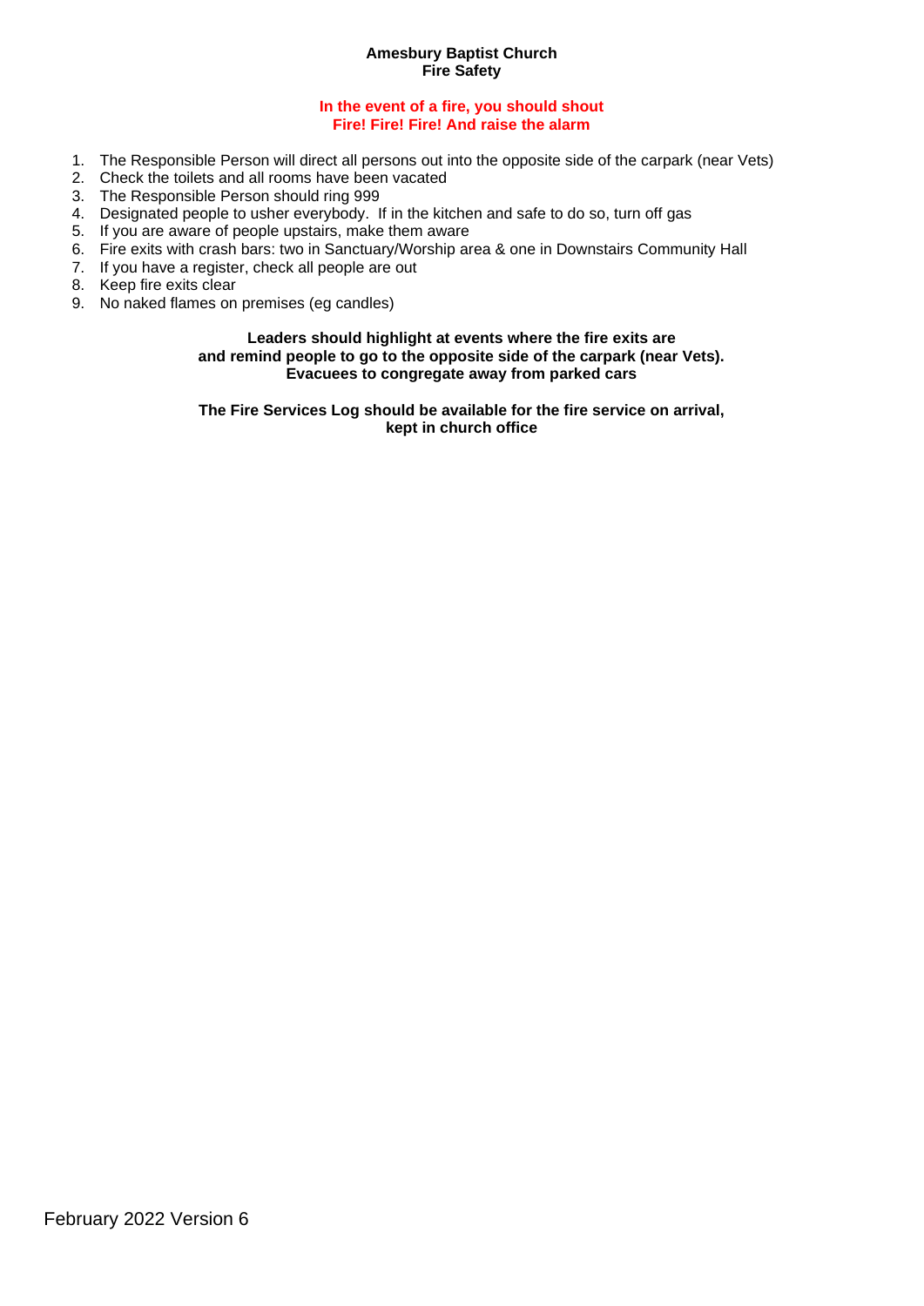**Amesbury Baptist Church**
**Fire Safety**

**In the event of a fire, you should shout**
**Fire! Fire! Fire! And raise the alarm**

1. The Responsible Person will direct all persons out into the opposite side of the carpark (near Vets)
2. Check the toilets and all rooms have been vacated
3. The Responsible Person should ring 999
4. Designated people to usher everybody. If in the kitchen and safe to do so, turn off gas
5. If you are aware of people upstairs, make them aware
6. Fire exits with crash bars: two in Sanctuary/Worship area & one in Downstairs Community Hall
7. If you have a register, check all people are out
8. Keep fire exits clear
9. No naked flames on premises (eg candles)

**Leaders should highlight at events where the fire exits are and remind people to go to the opposite side of the carpark (near Vets). Evacuees to congregate away from parked cars**

**The Fire Services Log should be available for the fire service on arrival, kept in church office**

February 2022 Version 6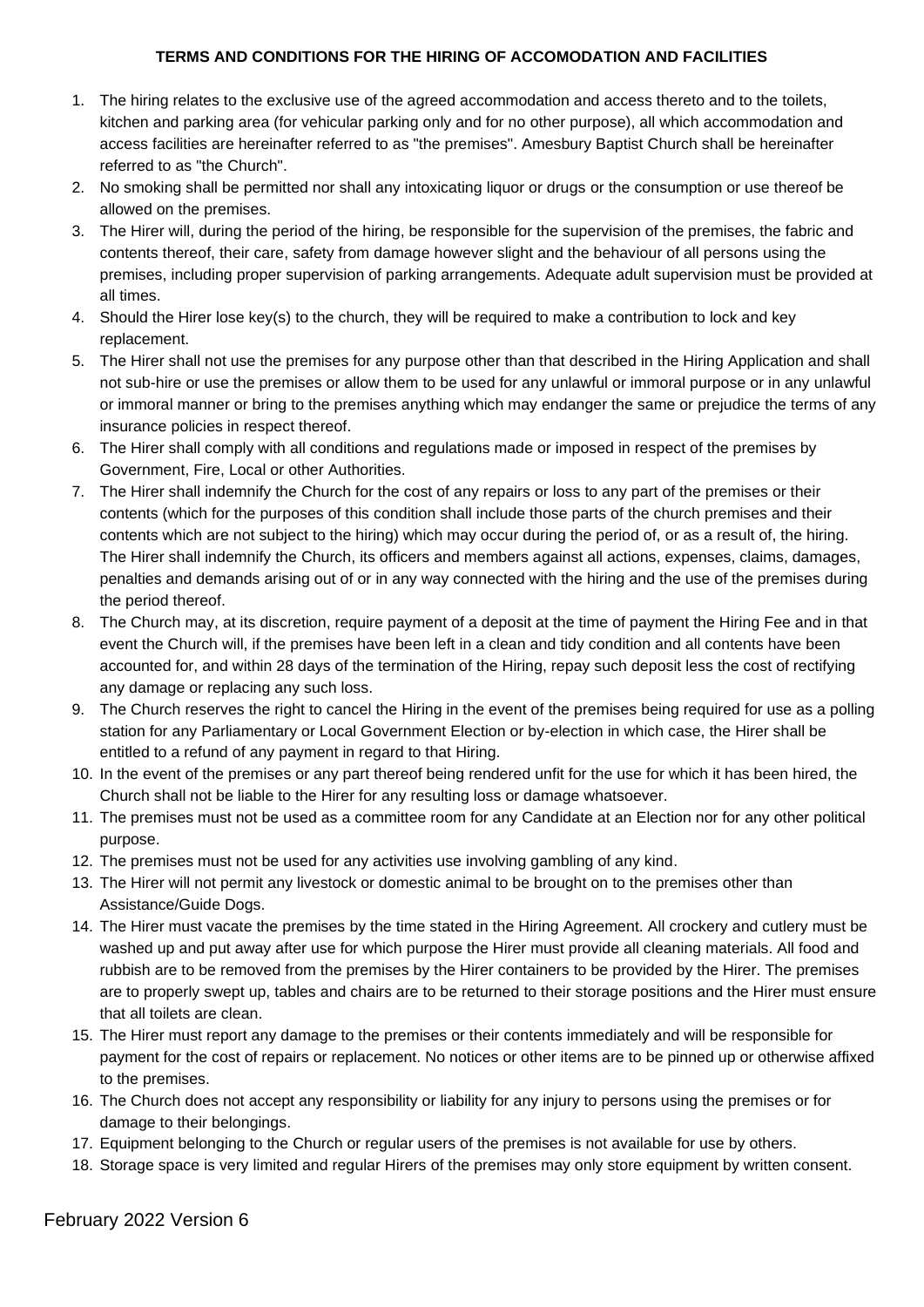**TERMS AND CONDITIONS FOR THE HIRING OF ACCOMODATION AND FACILITIES**

1. The hiring relates to the exclusive use of the agreed accommodation and access thereto and to the toilets, kitchen and parking area (for vehicular parking only and for no other purpose), all which accommodation and access facilities are hereinafter referred to as "the premises". Amesbury Baptist Church shall be hereinafter referred to as "the Church".
2. No smoking shall be permitted nor shall any intoxicating liquor or drugs or the consumption or use thereof be allowed on the premises.
3. The Hirer will, during the period of the hiring, be responsible for the supervision of the premises, the fabric and contents thereof, their care, safety from damage however slight and the behaviour of all persons using the premises, including proper supervision of parking arrangements. Adequate adult supervision must be provided at all times.
4. Should the Hirer lose key(s) to the church, they will be required to make a contribution to lock and key replacement.
5. The Hirer shall not use the premises for any purpose other than that described in the Hiring Application and shall not sub-hire or use the premises or allow them to be used for any unlawful or immoral purpose or in any unlawful or immoral manner or bring to the premises anything which may endanger the same or prejudice the terms of any insurance policies in respect thereof.
6. The Hirer shall comply with all conditions and regulations made or imposed in respect of the premises by Government, Fire, Local or other Authorities.
7. The Hirer shall indemnify the Church for the cost of any repairs or loss to any part of the premises or their contents (which for the purposes of this condition shall include those parts of the church premises and their contents which are not subject to the hiring) which may occur during the period of, or as a result of, the hiring. The Hirer shall indemnify the Church, its officers and members against all actions, expenses, claims, damages, penalties and demands arising out of or in any way connected with the hiring and the use of the premises during the period thereof.
8. The Church may, at its discretion, require payment of a deposit at the time of payment the Hiring Fee and in that event the Church will, if the premises have been left in a clean and tidy condition and all contents have been accounted for, and within 28 days of the termination of the Hiring, repay such deposit less the cost of rectifying any damage or replacing any such loss.
9. The Church reserves the right to cancel the Hiring in the event of the premises being required for use as a polling station for any Parliamentary or Local Government Election or by-election in which case, the Hirer shall be entitled to a refund of any payment in regard to that Hiring.
10. In the event of the premises or any part thereof being rendered unfit for the use for which it has been hired, the Church shall not be liable to the Hirer for any resulting loss or damage whatsoever.
11. The premises must not be used as a committee room for any Candidate at an Election nor for any other political purpose.
12. The premises must not be used for any activities use involving gambling of any kind.
13. The Hirer will not permit any livestock or domestic animal to be brought on to the premises other than Assistance/Guide Dogs.
14. The Hirer must vacate the premises by the time stated in the Hiring Agreement. All crockery and cutlery must be washed up and put away after use for which purpose the Hirer must provide all cleaning materials. All food and rubbish are to be removed from the premises by the Hirer containers to be provided by the Hirer. The premises are to properly swept up, tables and chairs are to be returned to their storage positions and the Hirer must ensure that all toilets are clean.
15. The Hirer must report any damage to the premises or their contents immediately and will be responsible for payment for the cost of repairs or replacement. No notices or other items are to be pinned up or otherwise affixed to the premises.
16. The Church does not accept any responsibility or liability for any injury to persons using the premises or for damage to their belongings.
17. Equipment belonging to the Church or regular users of the premises is not available for use by others.
18. Storage space is very limited and regular Hirers of the premises may only store equipment by written consent.

February 2022 Version 6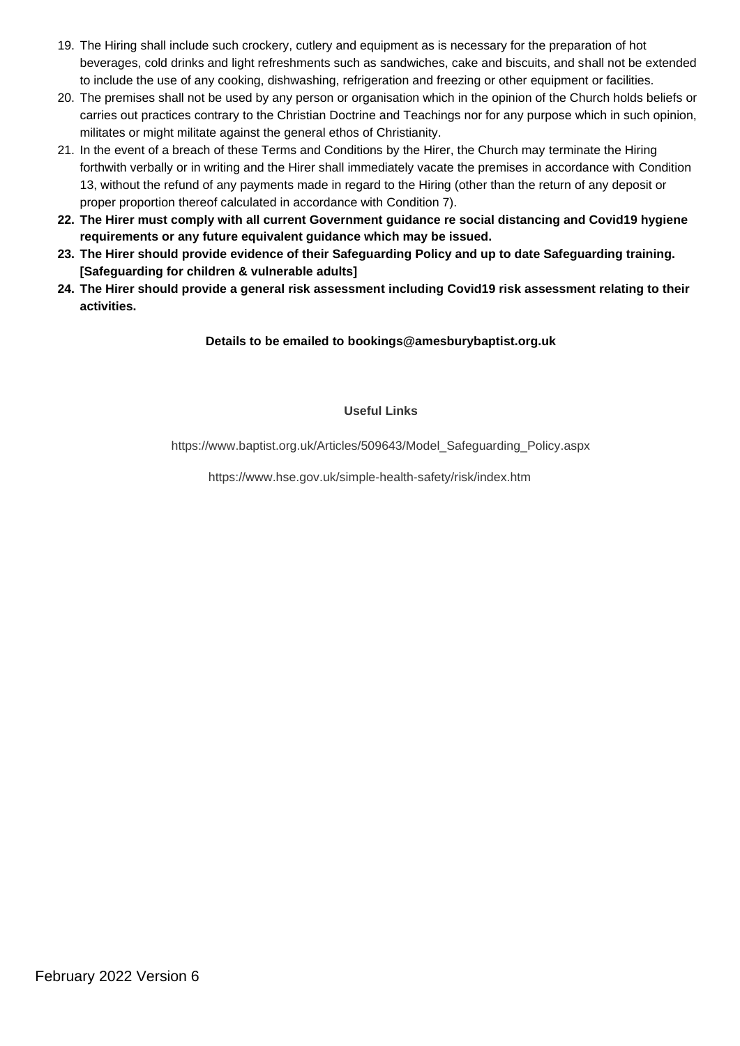19. The Hiring shall include such crockery, cutlery and equipment as is necessary for the preparation of hot beverages, cold drinks and light refreshments such as sandwiches, cake and biscuits, and shall not be extended to include the use of any cooking, dishwashing, refrigeration and freezing or other equipment or facilities.
20. The premises shall not be used by any person or organisation which in the opinion of the Church holds beliefs or carries out practices contrary to the Christian Doctrine and Teachings nor for any purpose which in such opinion, militates or might militate against the general ethos of Christianity.
21. In the event of a breach of these Terms and Conditions by the Hirer, the Church may terminate the Hiring forthwith verbally or in writing and the Hirer shall immediately vacate the premises in accordance with Condition 13, without the refund of any payments made in regard to the Hiring (other than the return of any deposit or proper proportion thereof calculated in accordance with Condition 7).
22. **The Hirer must comply with all current Government guidance re social distancing and Covid19 hygiene requirements or any future equivalent guidance which may be issued.**
23. **The Hirer should provide evidence of their Safeguarding Policy and up to date Safeguarding training. [Safeguarding for children & vulnerable adults]**
24. **The Hirer should provide a general risk assessment including Covid19 risk assessment relating to their activities.**

**Details to be emailed to bookings@amesburybaptist.org.uk**

**Useful Links**

https://www.baptist.org.uk/Articles/509643/Model_Safeguarding_Policy.aspx

https://www.hse.gov.uk/simple-health-safety/risk/index.htm

February 2022 Version 6